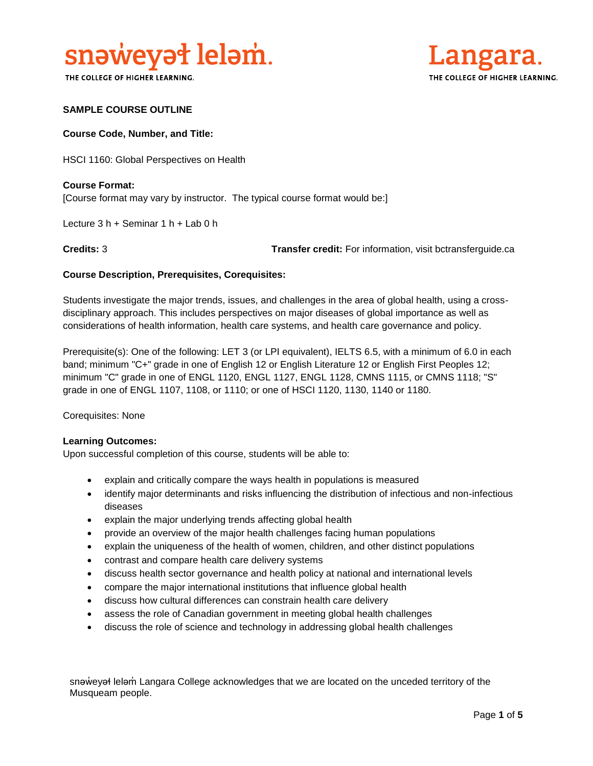snəw̓eyəɬ leləm̓.

THE COLLEGE OF HIGHER LEARNING.

Langara.

THE COLLEGE OF HIGHER LEARNING.

**SAMPLE COURSE OUTLINE**

**Course Code, Number, and Title:**

HSCI 1160: Global Perspectives on Health

**Course Format:**
[Course format may vary by instructor. The typical course format would be:]

Lecture 3 h + Seminar 1 h + Lab 0 h

**Credits:** 3 **Transfer credit:** For information, visit bctransferguide.ca

**Course Description, Prerequisites, Corequisites:**

Students investigate the major trends, issues, and challenges in the area of global health, using a cross-disciplinary approach. This includes perspectives on major diseases of global importance as well as considerations of health information, health care systems, and health care governance and policy.

Prerequisite(s): One of the following: LET 3 (or LPI equivalent), IELTS 6.5, with a minimum of 6.0 in each band; minimum "C+" grade in one of English 12 or English Literature 12 or English First Peoples 12; minimum "C" grade in one of ENGL 1120, ENGL 1127, ENGL 1128, CMNS 1115, or CMNS 1118; "S" grade in one of ENGL 1107, 1108, or 1110; or one of HSCI 1120, 1130, 1140 or 1180.

Corequisites: None

**Learning Outcomes:**
Upon successful completion of this course, students will be able to:

- explain and critically compare the ways health in populations is measured
- identify major determinants and risks influencing the distribution of infectious and non-infectious diseases
- explain the major underlying trends affecting global health
- provide an overview of the major health challenges facing human populations
- explain the uniqueness of the health of women, children, and other distinct populations
- contrast and compare health care delivery systems
- discuss health sector governance and health policy at national and international levels
- compare the major international institutions that influence global health
- discuss how cultural differences can constrain health care delivery
- assess the role of Canadian government in meeting global health challenges
- discuss the role of science and technology in addressing global health challenges

snəw̓eyəɬ leləm̓ Langara College acknowledges that we are located on the unceded territory of the Musqueam people.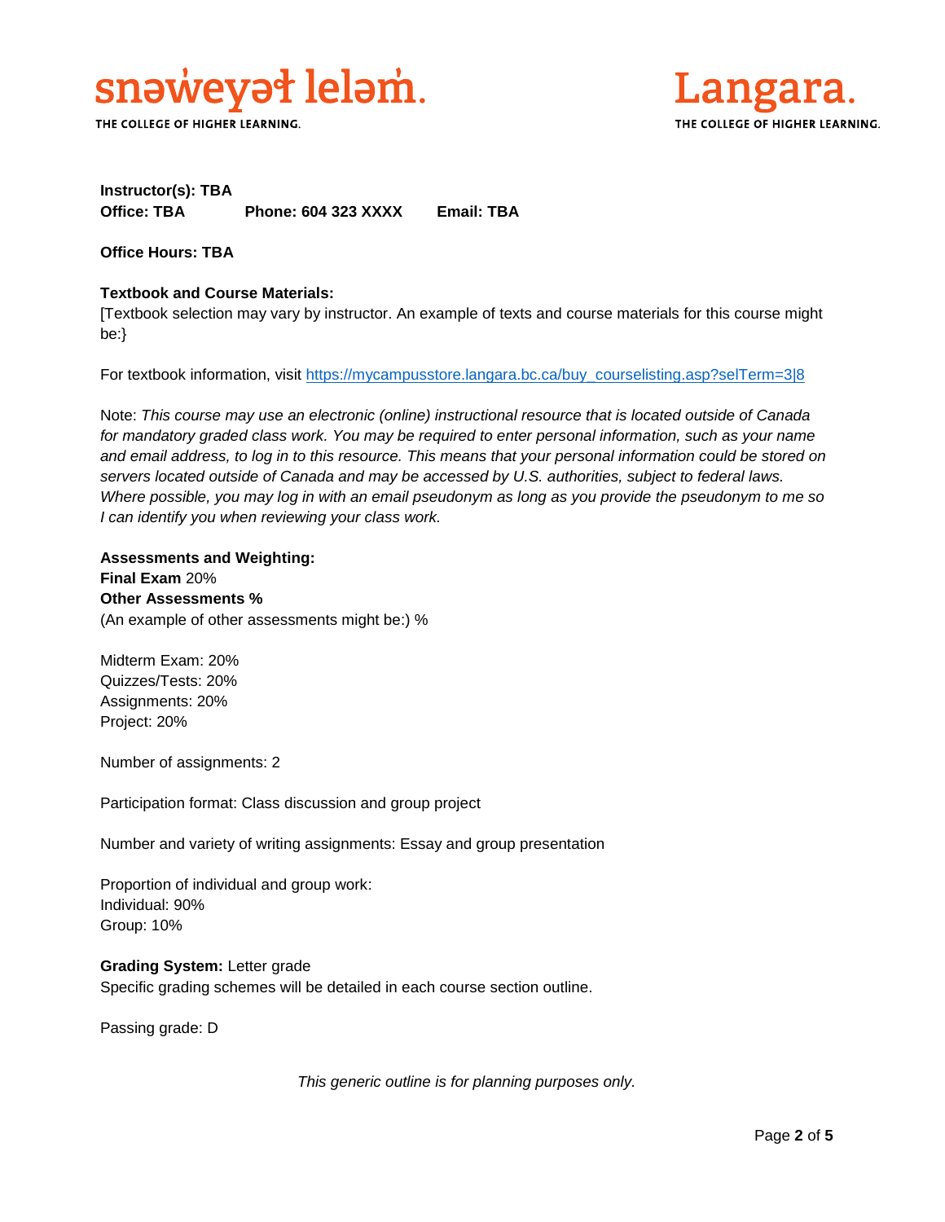**Instructor(s): TBA**
**Office: TBA  Phone: 604 323 XXXX  Email: TBA**

**Office Hours: TBA**

**Textbook and Course Materials:**
[Textbook selection may vary by instructor. An example of texts and course materials for this course might be:}

For textbook information, visit https://mycampusstore.langara.bc.ca/buy_courselisting.asp?selTerm=3|8

Note: *This course may use an electronic (online) instructional resource that is located outside of Canada for mandatory graded class work. You may be required to enter personal information, such as your name and email address, to log in to this resource. This means that your personal information could be stored on servers located outside of Canada and may be accessed by U.S. authorities, subject to federal laws. Where possible, you may log in with an email pseudonym as long as you provide the pseudonym to me so I can identify you when reviewing your class work.*

**Assessments and Weighting:**
**Final Exam** 20%
**Other Assessments %**
(An example of other assessments might be:) %

Midterm Exam: 20%
Quizzes/Tests: 20%
Assignments: 20%
Project: 20%

Number of assignments: 2

Participation format: Class discussion and group project

Number and variety of writing assignments: Essay and group presentation

Proportion of individual and group work:
Individual: 90%
Group: 10%

**Grading System:** Letter grade
Specific grading schemes will be detailed in each course section outline.

Passing grade: D

*This generic outline is for planning purposes only.*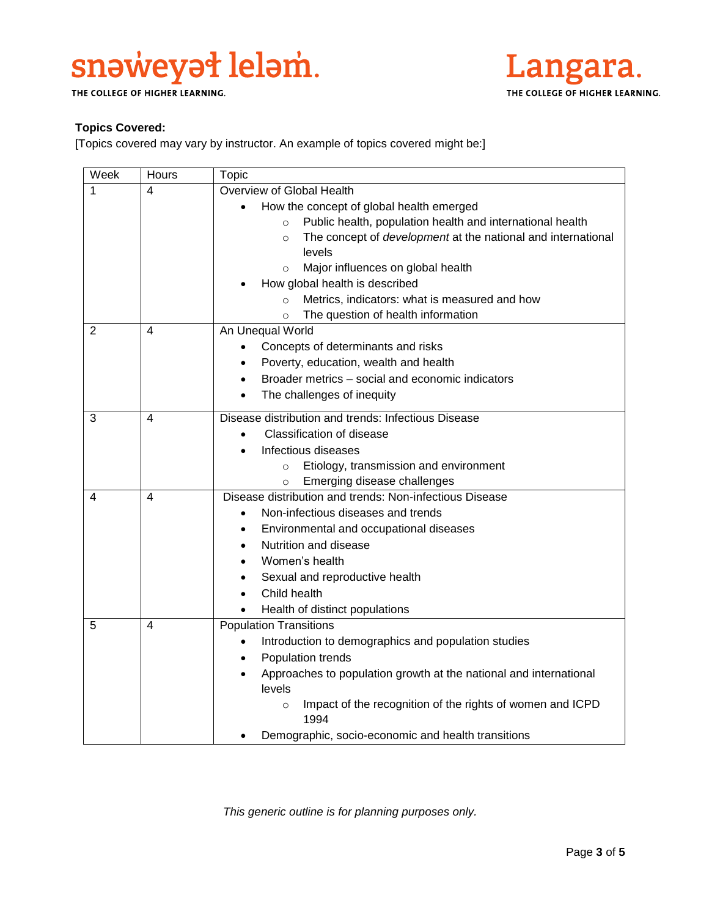**Topics Covered:**

[Topics covered may vary by instructor. An example of topics covered might be:]

| Week | Hours | Topic |
|---|---|---|
| 1 | 4 | Overview of Global Health<br>• How the concept of global health emerged<br>  ○ Public health, population health and international health<br>  ○ The concept of *development* at the national and international levels<br>  ○ Major influences on global health<br>• How global health is described<br>  ○ Metrics, indicators: what is measured and how<br>  ○ The question of health information |
| 2 | 4 | An Unequal World<br>• Concepts of determinants and risks<br>• Poverty, education, wealth and health<br>• Broader metrics – social and economic indicators<br>• The challenges of inequity |
| 3 | 4 | Disease distribution and trends: Infectious Disease<br>• Classification of disease<br>• Infectious diseases<br>  ○ Etiology, transmission and environment<br>  ○ Emerging disease challenges |
| 4 | 4 | Disease distribution and trends: Non-infectious Disease<br>• Non-infectious diseases and trends<br>• Environmental and occupational diseases<br>• Nutrition and disease<br>• Women's health<br>• Sexual and reproductive health<br>• Child health<br>• Health of distinct populations |
| 5 | 4 | Population Transitions<br>• Introduction to demographics and population studies<br>• Population trends<br>• Approaches to population growth at the national and international levels<br>  ○ Impact of the recognition of the rights of women and ICPD 1994<br>• Demographic, socio-economic and health transitions |

*This generic outline is for planning purposes only.*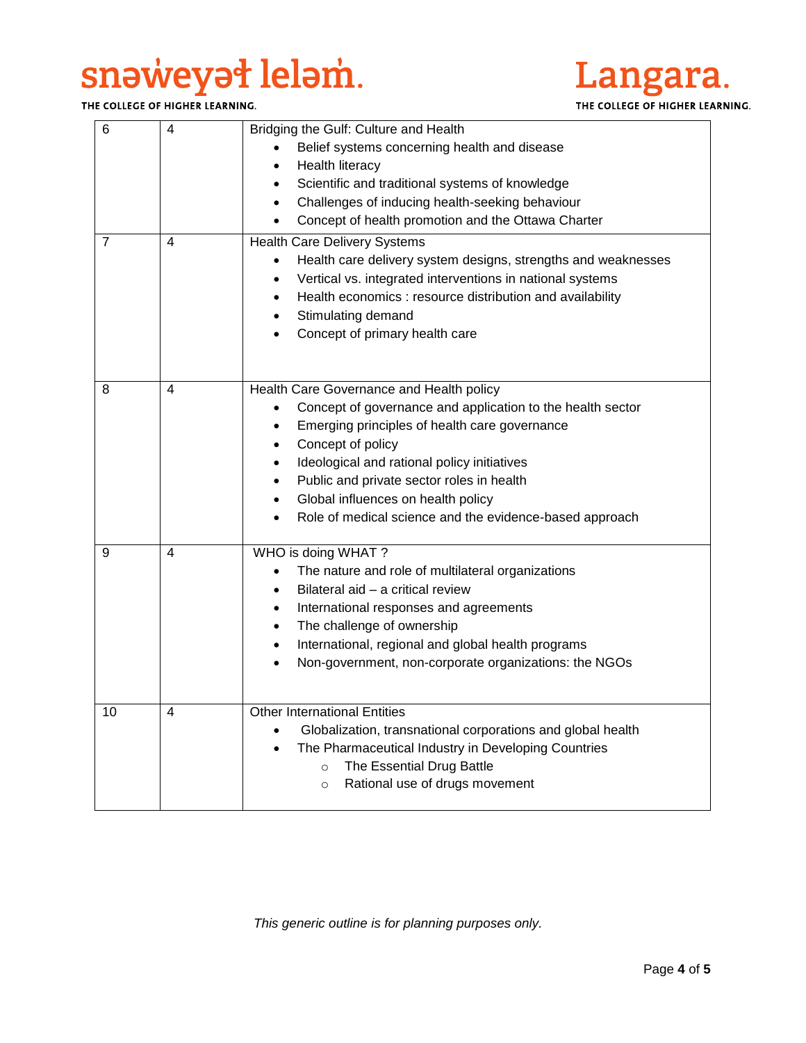| | | |
|---|---|---|
| 6 | 4 | Bridging the Gulf: Culture and Health<br>• Belief systems concerning health and disease<br>• Health literacy<br>• Scientific and traditional systems of knowledge<br>• Challenges of inducing health-seeking behaviour<br>• Concept of health promotion and the Ottawa Charter |
| 7 | 4 | Health Care Delivery Systems<br>• Health care delivery system designs, strengths and weaknesses<br>• Vertical vs. integrated interventions in national systems<br>• Health economics : resource distribution and availability<br>• Stimulating demand<br>• Concept of primary health care |
| 8 | 4 | Health Care Governance and Health policy<br>• Concept of governance and application to the health sector<br>• Emerging principles of health care governance<br>• Concept of policy<br>• Ideological and rational policy initiatives<br>• Public and private sector roles in health<br>• Global influences on health policy<br>• Role of medical science and the evidence-based approach |
| 9 | 4 | WHO is doing WHAT ?<br>• The nature and role of multilateral organizations<br>• Bilateral aid – a critical review<br>• International responses and agreements<br>• The challenge of ownership<br>• International, regional and global health programs<br>• Non-government, non-corporate organizations: the NGOs |
| 10 | 4 | Other International Entities<br>• Globalization, transnational corporations and global health<br>• The Pharmaceutical Industry in Developing Countries<br>  ○ The Essential Drug Battle<br>  ○ Rational use of drugs movement |

*This generic outline is for planning purposes only.*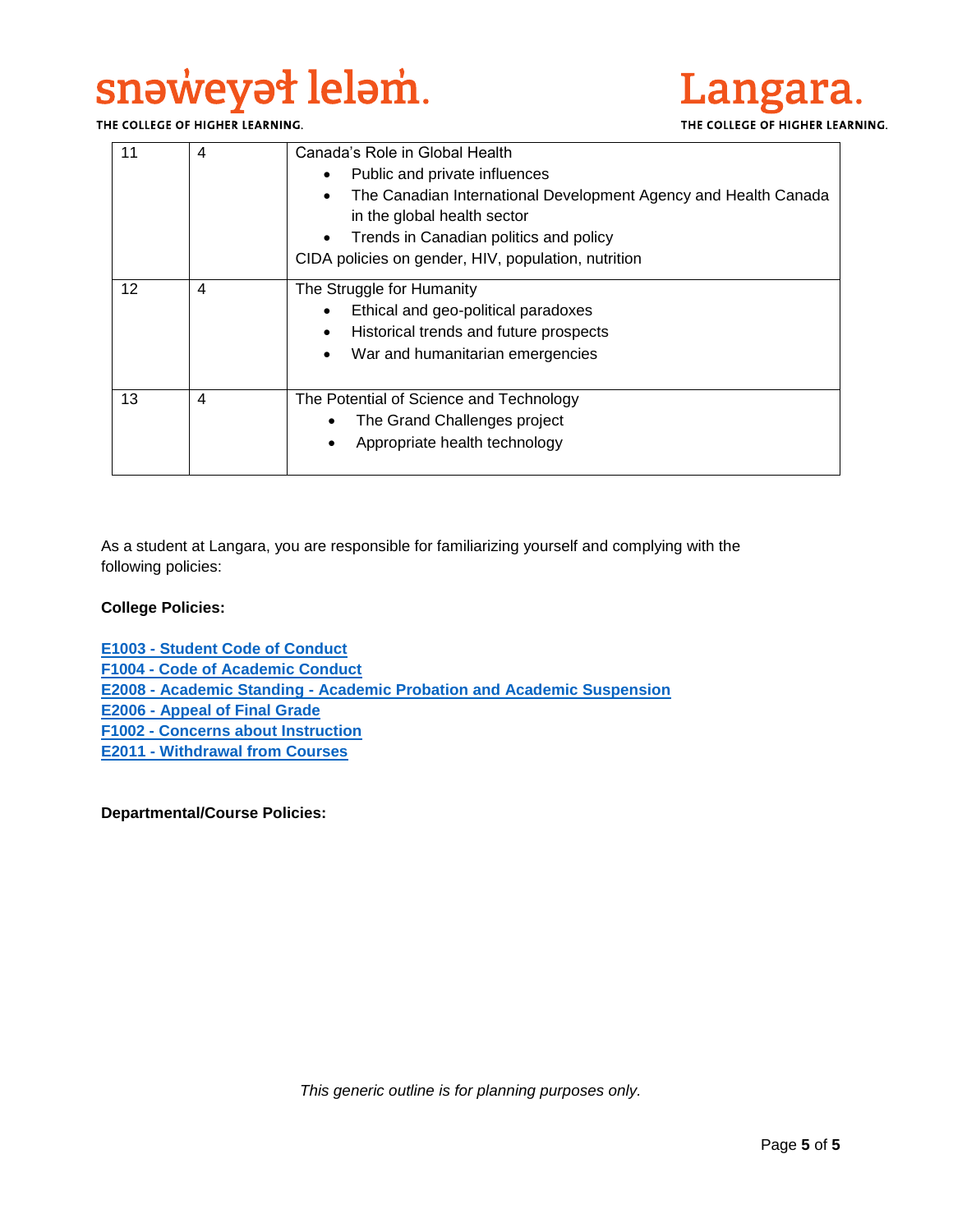| | | |
|---|---|---|
| 11 | 4 | Canada's Role in Global Health<br>• Public and private influences<br>• The Canadian International Development Agency and Health Canada in the global health sector<br>• Trends in Canadian politics and policy<br>CIDA policies on gender, HIV, population, nutrition |
| 12 | 4 | The Struggle for Humanity<br>• Ethical and geo-political paradoxes<br>• Historical trends and future prospects<br>• War and humanitarian emergencies |
| 13 | 4 | The Potential of Science and Technology<br>• The Grand Challenges project<br>• Appropriate health technology |

As a student at Langara, you are responsible for familiarizing yourself and complying with the following policies:

**College Policies:**

**E1003 - Student Code of Conduct**
**F1004 - Code of Academic Conduct**
**E2008 - Academic Standing - Academic Probation and Academic Suspension**
**E2006 - Appeal of Final Grade**
**F1002 - Concerns about Instruction**
**E2011 - Withdrawal from Courses**

**Departmental/Course Policies:**

*This generic outline is for planning purposes only.*